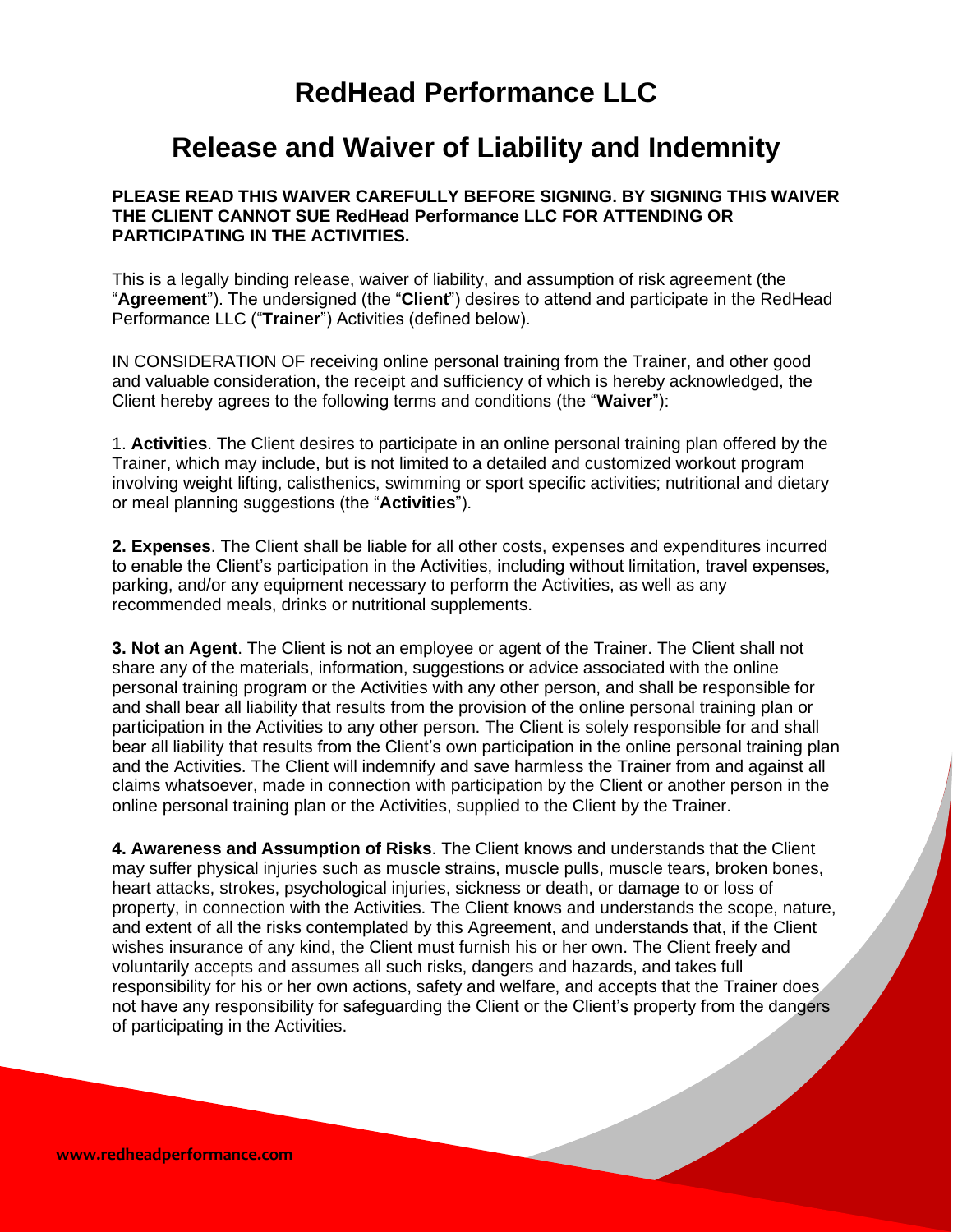# RedHead Performance LLC

## Release and Waiver of Liability and Indemnity

**PLEASE READ THIS WAIVER CAREFULLY BEFORE SIGNING. BY SIGNING THIS WAIVER THE CLIENT CANNOT SUE RedHead Performance LLC FOR ATTENDING OR PARTICIPATING IN THE ACTIVITIES.**

This is a legally binding release, waiver of liability, and assumption of risk agreement (the "**Agreement**"). The undersigned (the "**Client**") desires to attend and participate in the RedHead Performance LLC ("**Trainer**") Activities (defined below).

IN CONSIDERATION OF receiving online personal training from the Trainer, and other good and valuable consideration, the receipt and sufficiency of which is hereby acknowledged, the Client hereby agrees to the following terms and conditions (the "**Waiver**"):

1. **Activities**. The Client desires to participate in an online personal training plan offered by the Trainer, which may include, but is not limited to a detailed and customized workout program involving weight lifting, calisthenics, swimming or sport specific activities; nutritional and dietary or meal planning suggestions (the "**Activities**").

**2. Expenses**. The Client shall be liable for all other costs, expenses and expenditures incurred to enable the Client's participation in the Activities, including without limitation, travel expenses, parking, and/or any equipment necessary to perform the Activities, as well as any recommended meals, drinks or nutritional supplements.

**3. Not an Agent**. The Client is not an employee or agent of the Trainer. The Client shall not share any of the materials, information, suggestions or advice associated with the online personal training program or the Activities with any other person, and shall be responsible for and shall bear all liability that results from the provision of the online personal training plan or participation in the Activities to any other person. The Client is solely responsible for and shall bear all liability that results from the Client's own participation in the online personal training plan and the Activities. The Client will indemnify and save harmless the Trainer from and against all claims whatsoever, made in connection with participation by the Client or another person in the online personal training plan or the Activities, supplied to the Client by the Trainer.

**4. Awareness and Assumption of Risks**. The Client knows and understands that the Client may suffer physical injuries such as muscle strains, muscle pulls, muscle tears, broken bones, heart attacks, strokes, psychological injuries, sickness or death, or damage to or loss of property, in connection with the Activities. The Client knows and understands the scope, nature, and extent of all the risks contemplated by this Agreement, and understands that, if the Client wishes insurance of any kind, the Client must furnish his or her own. The Client freely and voluntarily accepts and assumes all such risks, dangers and hazards, and takes full responsibility for his or her own actions, safety and welfare, and accepts that the Trainer does not have any responsibility for safeguarding the Client or the Client's property from the dangers of participating in the Activities.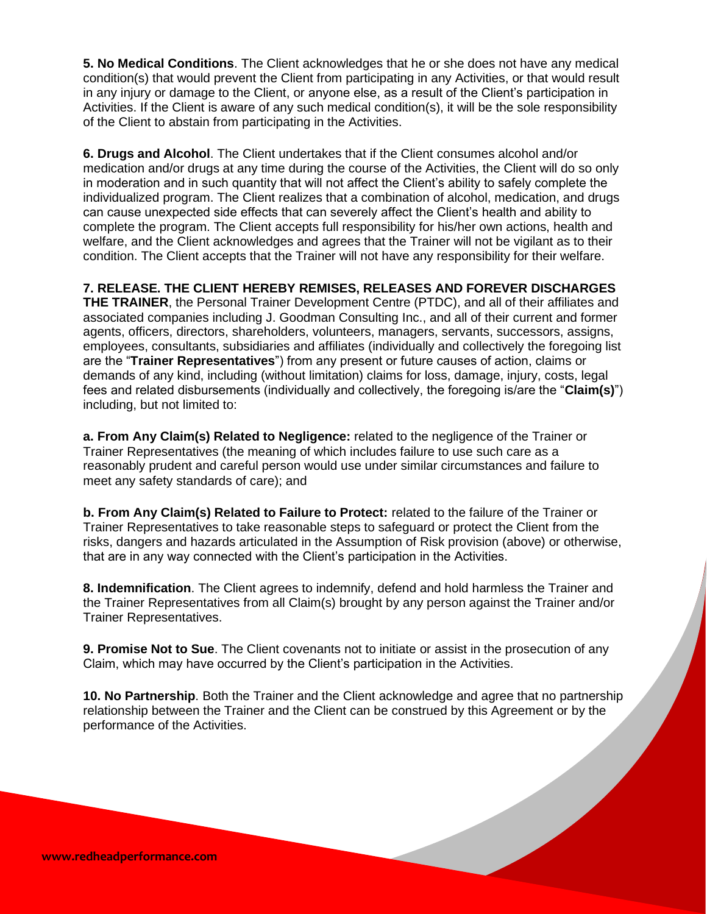**5. No Medical Conditions**. The Client acknowledges that he or she does not have any medical condition(s) that would prevent the Client from participating in any Activities, or that would result in any injury or damage to the Client, or anyone else, as a result of the Client's participation in Activities. If the Client is aware of any such medical condition(s), it will be the sole responsibility of the Client to abstain from participating in the Activities.

**6. Drugs and Alcohol**. The Client undertakes that if the Client consumes alcohol and/or medication and/or drugs at any time during the course of the Activities, the Client will do so only in moderation and in such quantity that will not affect the Client's ability to safely complete the individualized program. The Client realizes that a combination of alcohol, medication, and drugs can cause unexpected side effects that can severely affect the Client's health and ability to complete the program. The Client accepts full responsibility for his/her own actions, health and welfare, and the Client acknowledges and agrees that the Trainer will not be vigilant as to their condition. The Client accepts that the Trainer will not have any responsibility for their welfare.

**7. RELEASE. THE CLIENT HEREBY REMISES, RELEASES AND FOREVER DISCHARGES THE TRAINER**, the Personal Trainer Development Centre (PTDC), and all of their affiliates and associated companies including J. Goodman Consulting Inc., and all of their current and former agents, officers, directors, shareholders, volunteers, managers, servants, successors, assigns, employees, consultants, subsidiaries and affiliates (individually and collectively the foregoing list are the "**Trainer Representatives**") from any present or future causes of action, claims or demands of any kind, including (without limitation) claims for loss, damage, injury, costs, legal fees and related disbursements (individually and collectively, the foregoing is/are the "**Claim(s)**") including, but not limited to:

**a. From Any Claim(s) Related to Negligence:** related to the negligence of the Trainer or Trainer Representatives (the meaning of which includes failure to use such care as a reasonably prudent and careful person would use under similar circumstances and failure to meet any safety standards of care); and

**b. From Any Claim(s) Related to Failure to Protect:** related to the failure of the Trainer or Trainer Representatives to take reasonable steps to safeguard or protect the Client from the risks, dangers and hazards articulated in the Assumption of Risk provision (above) or otherwise, that are in any way connected with the Client's participation in the Activities.

**8. Indemnification**. The Client agrees to indemnify, defend and hold harmless the Trainer and the Trainer Representatives from all Claim(s) brought by any person against the Trainer and/or Trainer Representatives.

**9. Promise Not to Sue**. The Client covenants not to initiate or assist in the prosecution of any Claim, which may have occurred by the Client's participation in the Activities.

**10. No Partnership**. Both the Trainer and the Client acknowledge and agree that no partnership relationship between the Trainer and the Client can be construed by this Agreement or by the performance of the Activities.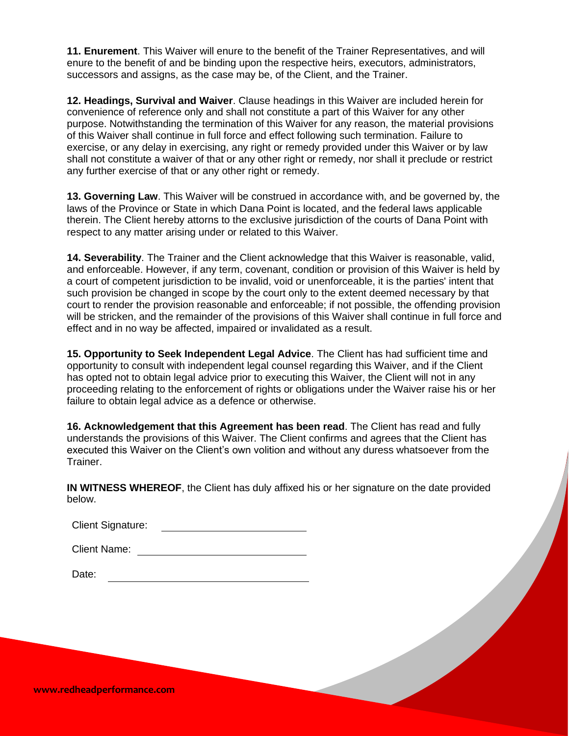**11. Enurement**. This Waiver will enure to the benefit of the Trainer Representatives, and will enure to the benefit of and be binding upon the respective heirs, executors, administrators, successors and assigns, as the case may be, of the Client, and the Trainer.

**12. Headings, Survival and Waiver**. Clause headings in this Waiver are included herein for convenience of reference only and shall not constitute a part of this Waiver for any other purpose. Notwithstanding the termination of this Waiver for any reason, the material provisions of this Waiver shall continue in full force and effect following such termination. Failure to exercise, or any delay in exercising, any right or remedy provided under this Waiver or by law shall not constitute a waiver of that or any other right or remedy, nor shall it preclude or restrict any further exercise of that or any other right or remedy.

**13. Governing Law**. This Waiver will be construed in accordance with, and be governed by, the laws of the Province or State in which Dana Point is located, and the federal laws applicable therein. The Client hereby attorns to the exclusive jurisdiction of the courts of Dana Point with respect to any matter arising under or related to this Waiver.

**14. Severability**. The Trainer and the Client acknowledge that this Waiver is reasonable, valid, and enforceable. However, if any term, covenant, condition or provision of this Waiver is held by a court of competent jurisdiction to be invalid, void or unenforceable, it is the parties' intent that such provision be changed in scope by the court only to the extent deemed necessary by that court to render the provision reasonable and enforceable; if not possible, the offending provision will be stricken, and the remainder of the provisions of this Waiver shall continue in full force and effect and in no way be affected, impaired or invalidated as a result.

**15. Opportunity to Seek Independent Legal Advice**. The Client has had sufficient time and opportunity to consult with independent legal counsel regarding this Waiver, and if the Client has opted not to obtain legal advice prior to executing this Waiver, the Client will not in any proceeding relating to the enforcement of rights or obligations under the Waiver raise his or her failure to obtain legal advice as a defence or otherwise.

**16. Acknowledgement that this Agreement has been read**. The Client has read and fully understands the provisions of this Waiver. The Client confirms and agrees that the Client has executed this Waiver on the Client's own volition and without any duress whatsoever from the Trainer.

**IN WITNESS WHEREOF**, the Client has duly affixed his or her signature on the date provided below.

Client Signature: ____________________________

Client Name: ____________________________

Date: ____________________________

www.redheadperformance.com